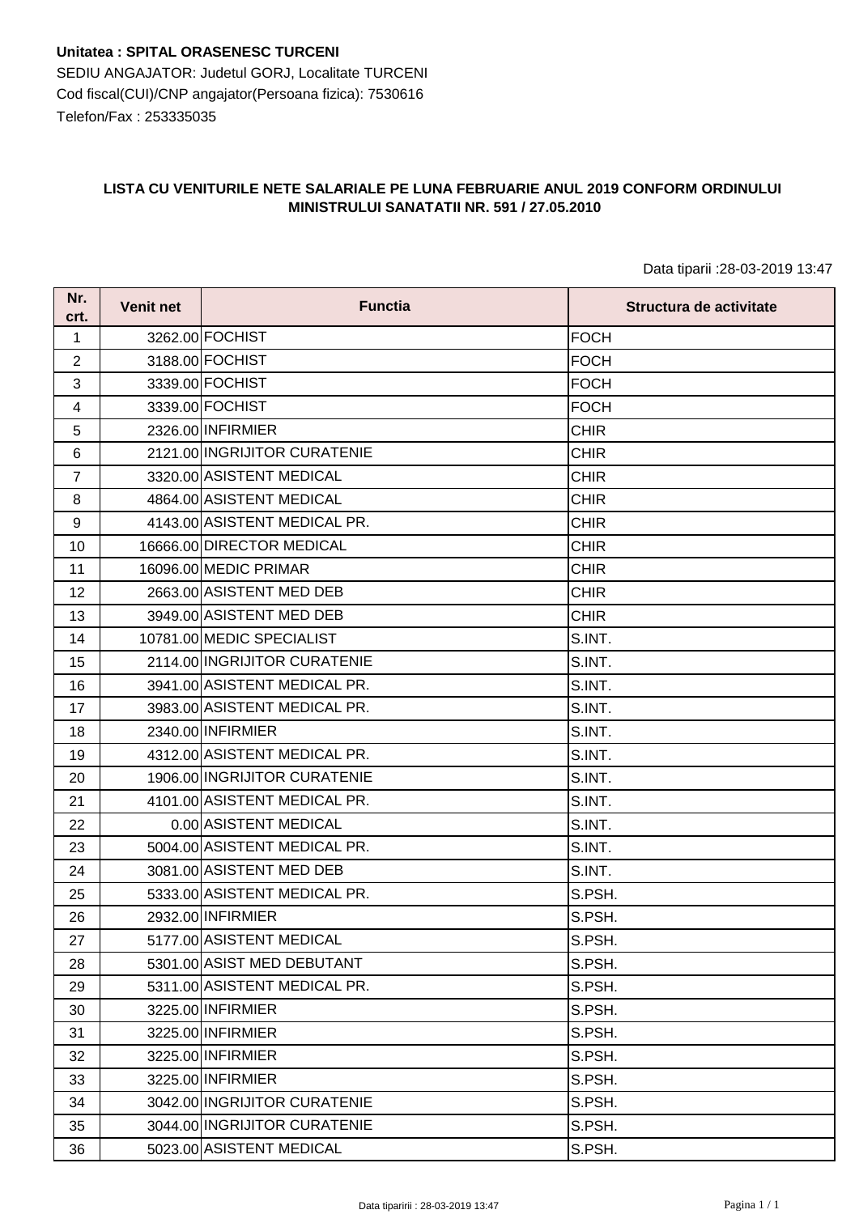**Unitatea : SPITAL ORASENESC TURCENI**

SEDIU ANGAJATOR: Judetul GORJ, Localitate TURCENI

Cod fiscal(CUI)/CNP angajator(Persoana fizica): 7530616

Telefon/Fax : 253335035

**LISTA CU VENITURILE NETE SALARIALE PE LUNA FEBRUARIE ANUL 2019 CONFORM ORDINULUI MINISTRULUI SANATATII NR. 591 / 27.05.2010**

Data tiparii :28-03-2019 13:47

| Nr. crt. | Venit net | Functia | Structura de activitate |
|---|---|---|---|
| 1 | 3262.00 | FOCHIST | FOCH |
| 2 | 3188.00 | FOCHIST | FOCH |
| 3 | 3339.00 | FOCHIST | FOCH |
| 4 | 3339.00 | FOCHIST | FOCH |
| 5 | 2326.00 | INFIRMIER | CHIR |
| 6 | 2121.00 | INGRIJITOR CURATENIE | CHIR |
| 7 | 3320.00 | ASISTENT MEDICAL | CHIR |
| 8 | 4864.00 | ASISTENT MEDICAL | CHIR |
| 9 | 4143.00 | ASISTENT MEDICAL PR. | CHIR |
| 10 | 16666.00 | DIRECTOR MEDICAL | CHIR |
| 11 | 16096.00 | MEDIC PRIMAR | CHIR |
| 12 | 2663.00 | ASISTENT MED DEB | CHIR |
| 13 | 3949.00 | ASISTENT MED DEB | CHIR |
| 14 | 10781.00 | MEDIC SPECIALIST | S.INT. |
| 15 | 2114.00 | INGRIJITOR CURATENIE | S.INT. |
| 16 | 3941.00 | ASISTENT MEDICAL PR. | S.INT. |
| 17 | 3983.00 | ASISTENT MEDICAL PR. | S.INT. |
| 18 | 2340.00 | INFIRMIER | S.INT. |
| 19 | 4312.00 | ASISTENT MEDICAL PR. | S.INT. |
| 20 | 1906.00 | INGRIJITOR CURATENIE | S.INT. |
| 21 | 4101.00 | ASISTENT MEDICAL PR. | S.INT. |
| 22 | 0.00 | ASISTENT MEDICAL | S.INT. |
| 23 | 5004.00 | ASISTENT MEDICAL PR. | S.INT. |
| 24 | 3081.00 | ASISTENT MED DEB | S.INT. |
| 25 | 5333.00 | ASISTENT MEDICAL PR. | S.PSH. |
| 26 | 2932.00 | INFIRMIER | S.PSH. |
| 27 | 5177.00 | ASISTENT MEDICAL | S.PSH. |
| 28 | 5301.00 | ASIST MED DEBUTANT | S.PSH. |
| 29 | 5311.00 | ASISTENT MEDICAL PR. | S.PSH. |
| 30 | 3225.00 | INFIRMIER | S.PSH. |
| 31 | 3225.00 | INFIRMIER | S.PSH. |
| 32 | 3225.00 | INFIRMIER | S.PSH. |
| 33 | 3225.00 | INFIRMIER | S.PSH. |
| 34 | 3042.00 | INGRIJITOR CURATENIE | S.PSH. |
| 35 | 3044.00 | INGRIJITOR CURATENIE | S.PSH. |
| 36 | 5023.00 | ASISTENT MEDICAL | S.PSH. |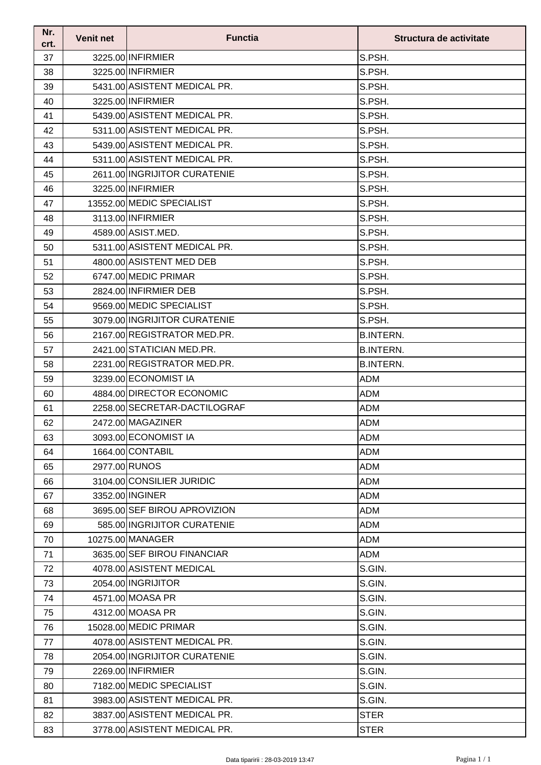| Nr. crt. | Venit net | Functia | Structura de activitate |
|---|---|---|---|
| 37 | 3225.00 | INFIRMIER | S.PSH. |
| 38 | 3225.00 | INFIRMIER | S.PSH. |
| 39 | 5431.00 | ASISTENT MEDICAL PR. | S.PSH. |
| 40 | 3225.00 | INFIRMIER | S.PSH. |
| 41 | 5439.00 | ASISTENT MEDICAL PR. | S.PSH. |
| 42 | 5311.00 | ASISTENT MEDICAL PR. | S.PSH. |
| 43 | 5439.00 | ASISTENT MEDICAL PR. | S.PSH. |
| 44 | 5311.00 | ASISTENT MEDICAL PR. | S.PSH. |
| 45 | 2611.00 | INGRIJITOR CURATENIE | S.PSH. |
| 46 | 3225.00 | INFIRMIER | S.PSH. |
| 47 | 13552.00 | MEDIC SPECIALIST | S.PSH. |
| 48 | 3113.00 | INFIRMIER | S.PSH. |
| 49 | 4589.00 | ASIST.MED. | S.PSH. |
| 50 | 5311.00 | ASISTENT MEDICAL PR. | S.PSH. |
| 51 | 4800.00 | ASISTENT MED DEB | S.PSH. |
| 52 | 6747.00 | MEDIC PRIMAR | S.PSH. |
| 53 | 2824.00 | INFIRMIER DEB | S.PSH. |
| 54 | 9569.00 | MEDIC SPECIALIST | S.PSH. |
| 55 | 3079.00 | INGRIJITOR CURATENIE | S.PSH. |
| 56 | 2167.00 | REGISTRATOR MED.PR. | B.INTERN. |
| 57 | 2421.00 | STATICIAN MED.PR. | B.INTERN. |
| 58 | 2231.00 | REGISTRATOR MED.PR. | B.INTERN. |
| 59 | 3239.00 | ECONOMIST IA | ADM |
| 60 | 4884.00 | DIRECTOR ECONOMIC | ADM |
| 61 | 2258.00 | SECRETAR-DACTILOGRAF | ADM |
| 62 | 2472.00 | MAGAZINER | ADM |
| 63 | 3093.00 | ECONOMIST IA | ADM |
| 64 | 1664.00 | CONTABIL | ADM |
| 65 | 2977.00 | RUNOS | ADM |
| 66 | 3104.00 | CONSILIER JURIDIC | ADM |
| 67 | 3352.00 | INGINER | ADM |
| 68 | 3695.00 | SEF BIROU APROVIZION | ADM |
| 69 | 585.00 | INGRIJITOR CURATENIE | ADM |
| 70 | 10275.00 | MANAGER | ADM |
| 71 | 3635.00 | SEF BIROU FINANCIAR | ADM |
| 72 | 4078.00 | ASISTENT MEDICAL | S.GIN. |
| 73 | 2054.00 | INGRIJITOR | S.GIN. |
| 74 | 4571.00 | MOASA PR | S.GIN. |
| 75 | 4312.00 | MOASA PR | S.GIN. |
| 76 | 15028.00 | MEDIC PRIMAR | S.GIN. |
| 77 | 4078.00 | ASISTENT MEDICAL PR. | S.GIN. |
| 78 | 2054.00 | INGRIJITOR CURATENIE | S.GIN. |
| 79 | 2269.00 | INFIRMIER | S.GIN. |
| 80 | 7182.00 | MEDIC SPECIALIST | S.GIN. |
| 81 | 3983.00 | ASISTENT MEDICAL PR. | S.GIN. |
| 82 | 3837.00 | ASISTENT MEDICAL PR. | STER |
| 83 | 3778.00 | ASISTENT MEDICAL PR. | STER |

Data tiparirii : 28-03-2019 13:47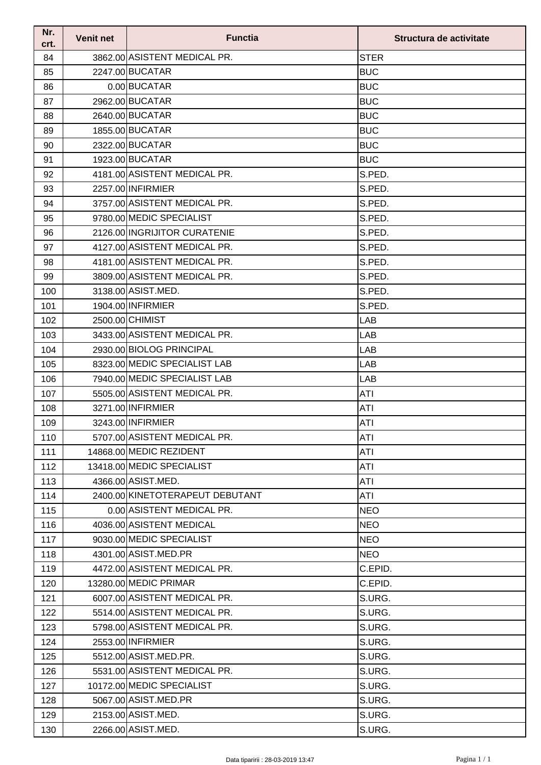| Nr. crt. | Venit net | Functia | Structura de activitate |
|---|---|---|---|
| 84 | 3862.00 | ASISTENT MEDICAL PR. | STER |
| 85 | 2247.00 | BUCATAR | BUC |
| 86 | 0.00 | BUCATAR | BUC |
| 87 | 2962.00 | BUCATAR | BUC |
| 88 | 2640.00 | BUCATAR | BUC |
| 89 | 1855.00 | BUCATAR | BUC |
| 90 | 2322.00 | BUCATAR | BUC |
| 91 | 1923.00 | BUCATAR | BUC |
| 92 | 4181.00 | ASISTENT MEDICAL PR. | S.PED. |
| 93 | 2257.00 | INFIRMIER | S.PED. |
| 94 | 3757.00 | ASISTENT MEDICAL PR. | S.PED. |
| 95 | 9780.00 | MEDIC SPECIALIST | S.PED. |
| 96 | 2126.00 | INGRIJITOR CURATENIE | S.PED. |
| 97 | 4127.00 | ASISTENT MEDICAL PR. | S.PED. |
| 98 | 4181.00 | ASISTENT MEDICAL PR. | S.PED. |
| 99 | 3809.00 | ASISTENT MEDICAL PR. | S.PED. |
| 100 | 3138.00 | ASIST.MED. | S.PED. |
| 101 | 1904.00 | INFIRMIER | S.PED. |
| 102 | 2500.00 | CHIMIST | LAB |
| 103 | 3433.00 | ASISTENT MEDICAL PR. | LAB |
| 104 | 2930.00 | BIOLOG PRINCIPAL | LAB |
| 105 | 8323.00 | MEDIC SPECIALIST LAB | LAB |
| 106 | 7940.00 | MEDIC SPECIALIST LAB | LAB |
| 107 | 5505.00 | ASISTENT MEDICAL PR. | ATI |
| 108 | 3271.00 | INFIRMIER | ATI |
| 109 | 3243.00 | INFIRMIER | ATI |
| 110 | 5707.00 | ASISTENT MEDICAL PR. | ATI |
| 111 | 14868.00 | MEDIC REZIDENT | ATI |
| 112 | 13418.00 | MEDIC SPECIALIST | ATI |
| 113 | 4366.00 | ASIST.MED. | ATI |
| 114 | 2400.00 | KINETOTERAPEUT DEBUTANT | ATI |
| 115 | 0.00 | ASISTENT MEDICAL PR. | NEO |
| 116 | 4036.00 | ASISTENT MEDICAL | NEO |
| 117 | 9030.00 | MEDIC SPECIALIST | NEO |
| 118 | 4301.00 | ASIST.MED.PR | NEO |
| 119 | 4472.00 | ASISTENT MEDICAL PR. | C.EPID. |
| 120 | 13280.00 | MEDIC PRIMAR | C.EPID. |
| 121 | 6007.00 | ASISTENT MEDICAL PR. | S.URG. |
| 122 | 5514.00 | ASISTENT MEDICAL PR. | S.URG. |
| 123 | 5798.00 | ASISTENT MEDICAL PR. | S.URG. |
| 124 | 2553.00 | INFIRMIER | S.URG. |
| 125 | 5512.00 | ASIST.MED.PR. | S.URG. |
| 126 | 5531.00 | ASISTENT MEDICAL PR. | S.URG. |
| 127 | 10172.00 | MEDIC SPECIALIST | S.URG. |
| 128 | 5067.00 | ASIST.MED.PR | S.URG. |
| 129 | 2153.00 | ASIST.MED. | S.URG. |
| 130 | 2266.00 | ASIST.MED. | S.URG. |

Data tiparirii : 28-03-2019 13:47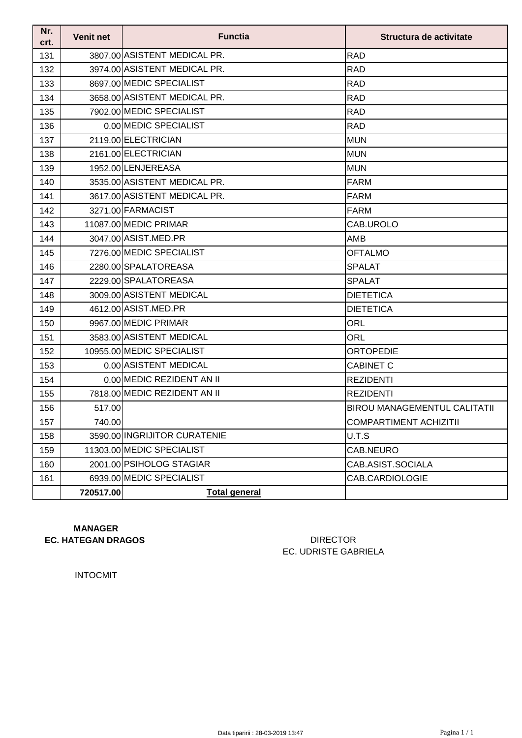| Nr. crt. | Venit net | Functia | Structura de activitate |
|---|---|---|---|
| 131 | 3807.00 | ASISTENT MEDICAL PR. | RAD |
| 132 | 3974.00 | ASISTENT MEDICAL PR. | RAD |
| 133 | 8697.00 | MEDIC SPECIALIST | RAD |
| 134 | 3658.00 | ASISTENT MEDICAL PR. | RAD |
| 135 | 7902.00 | MEDIC SPECIALIST | RAD |
| 136 | 0.00 | MEDIC SPECIALIST | RAD |
| 137 | 2119.00 | ELECTRICIAN | MUN |
| 138 | 2161.00 | ELECTRICIAN | MUN |
| 139 | 1952.00 | LENJEREASA | MUN |
| 140 | 3535.00 | ASISTENT MEDICAL PR. | FARM |
| 141 | 3617.00 | ASISTENT MEDICAL PR. | FARM |
| 142 | 3271.00 | FARMACIST | FARM |
| 143 | 11087.00 | MEDIC PRIMAR | CAB.UROLO |
| 144 | 3047.00 | ASIST.MED.PR | AMB |
| 145 | 7276.00 | MEDIC SPECIALIST | OFTALMO |
| 146 | 2280.00 | SPALATOREASA | SPALAT |
| 147 | 2229.00 | SPALATOREASA | SPALAT |
| 148 | 3009.00 | ASISTENT MEDICAL | DIETETICA |
| 149 | 4612.00 | ASIST.MED.PR | DIETETICA |
| 150 | 9967.00 | MEDIC PRIMAR | ORL |
| 151 | 3583.00 | ASISTENT MEDICAL | ORL |
| 152 | 10955.00 | MEDIC SPECIALIST | ORTOPEDIE |
| 153 | 0.00 | ASISTENT MEDICAL | CABINET C |
| 154 | 0.00 | MEDIC REZIDENT AN II | REZIDENTI |
| 155 | 7818.00 | MEDIC REZIDENT AN II | REZIDENTI |
| 156 | 517.00 | | BIROU MANAGEMENTUL CALITATII |
| 157 | 740.00 | | COMPARTIMENT ACHIZITII |
| 158 | 3590.00 | INGRIJITOR CURATENIE | U.T.S |
| 159 | 11303.00 | MEDIC SPECIALIST | CAB.NEURO |
| 160 | 2001.00 | PSIHOLOG STAGIAR | CAB.ASIST.SOCIALA |
| 161 | 6939.00 | MEDIC SPECIALIST | CAB.CARDIOLOGIE |
| | **720517.00** | **Total general** | |

**MANAGER**
**EC. HATEGAN DRAGOS**

DIRECTOR
EC. UDRISTE GABRIELA

INTOCMIT

Data tiparirii : 28-03-2019 13:47